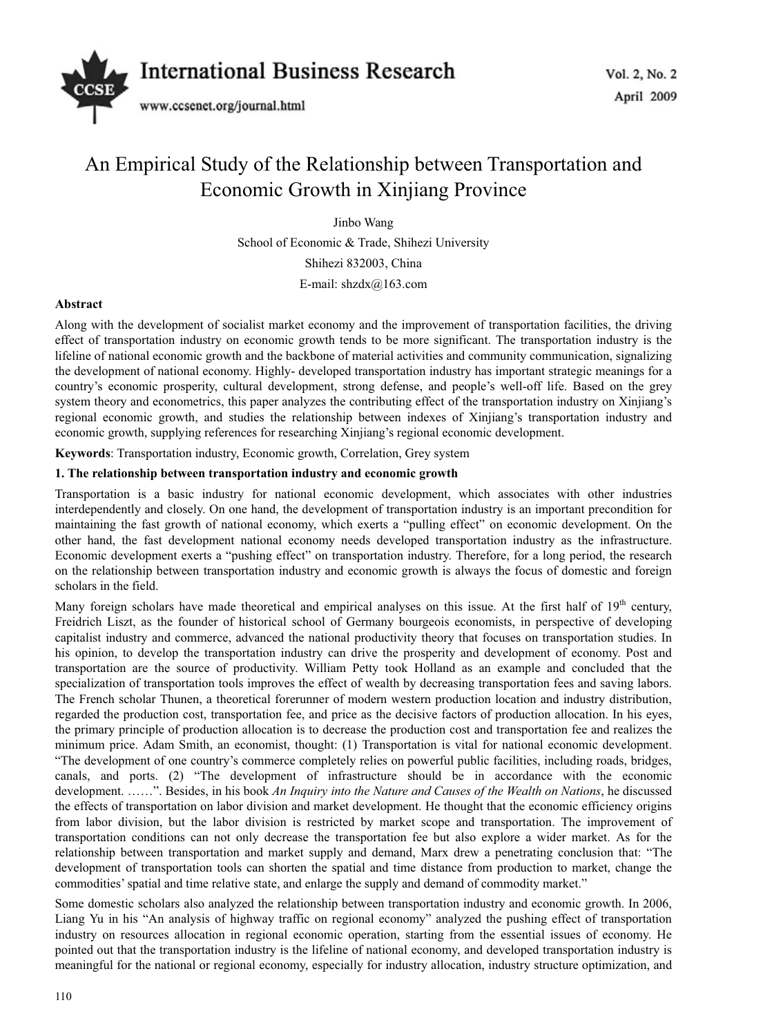# An Empirical Study of the Relationship between Transportation and Economic Growth in Xinjiang Province

Jinbo Wang

School of Economic & Trade, Shihezi University

Shihezi 832003, China

E-mail: shzdx@163.com

**Abstract**

Along with the development of socialist market economy and the improvement of transportation facilities, the driving effect of transportation industry on economic growth tends to be more significant. The transportation industry is the lifeline of national economic growth and the backbone of material activities and community communication, signalizing the development of national economy. Highly- developed transportation industry has important strategic meanings for a country's economic prosperity, cultural development, strong defense, and people's well-off life. Based on the grey system theory and econometrics, this paper analyzes the contributing effect of the transportation industry on Xinjiang's regional economic growth, and studies the relationship between indexes of Xinjiang's transportation industry and economic growth, supplying references for researching Xinjiang's regional economic development.

**Keywords**: Transportation industry, Economic growth, Correlation, Grey system

## 1. The relationship between transportation industry and economic growth

Transportation is a basic industry for national economic development, which associates with other industries interdependently and closely. On one hand, the development of transportation industry is an important precondition for maintaining the fast growth of national economy, which exerts a "pulling effect" on economic development. On the other hand, the fast development national economy needs developed transportation industry as the infrastructure. Economic development exerts a "pushing effect" on transportation industry. Therefore, for a long period, the research on the relationship between transportation industry and economic growth is always the focus of domestic and foreign scholars in the field.

Many foreign scholars have made theoretical and empirical analyses on this issue. At the first half of 19th century, Freidrich Liszt, as the founder of historical school of Germany bourgeois economists, in perspective of developing capitalist industry and commerce, advanced the national productivity theory that focuses on transportation studies. In his opinion, to develop the transportation industry can drive the prosperity and development of economy. Post and transportation are the source of productivity. William Petty took Holland as an example and concluded that the specialization of transportation tools improves the effect of wealth by decreasing transportation fees and saving labors. The French scholar Thunen, a theoretical forerunner of modern western production location and industry distribution, regarded the production cost, transportation fee, and price as the decisive factors of production allocation. In his eyes, the primary principle of production allocation is to decrease the production cost and transportation fee and realizes the minimum price. Adam Smith, an economist, thought: (1) Transportation is vital for national economic development. "The development of one country's commerce completely relies on powerful public facilities, including roads, bridges, canals, and ports. (2) "The development of infrastructure should be in accordance with the economic development. ……". Besides, in his book *An Inquiry into the Nature and Causes of the Wealth on Nations*, he discussed the effects of transportation on labor division and market development. He thought that the economic efficiency origins from labor division, but the labor division is restricted by market scope and transportation. The improvement of transportation conditions can not only decrease the transportation fee but also explore a wider market. As for the relationship between transportation and market supply and demand, Marx drew a penetrating conclusion that: "The development of transportation tools can shorten the spatial and time distance from production to market, change the commodities' spatial and time relative state, and enlarge the supply and demand of commodity market."

Some domestic scholars also analyzed the relationship between transportation industry and economic growth. In 2006, Liang Yu in his "An analysis of highway traffic on regional economy" analyzed the pushing effect of transportation industry on resources allocation in regional economic operation, starting from the essential issues of economy. He pointed out that the transportation industry is the lifeline of national economy, and developed transportation industry is meaningful for the national or regional economy, especially for industry allocation, industry structure optimization, and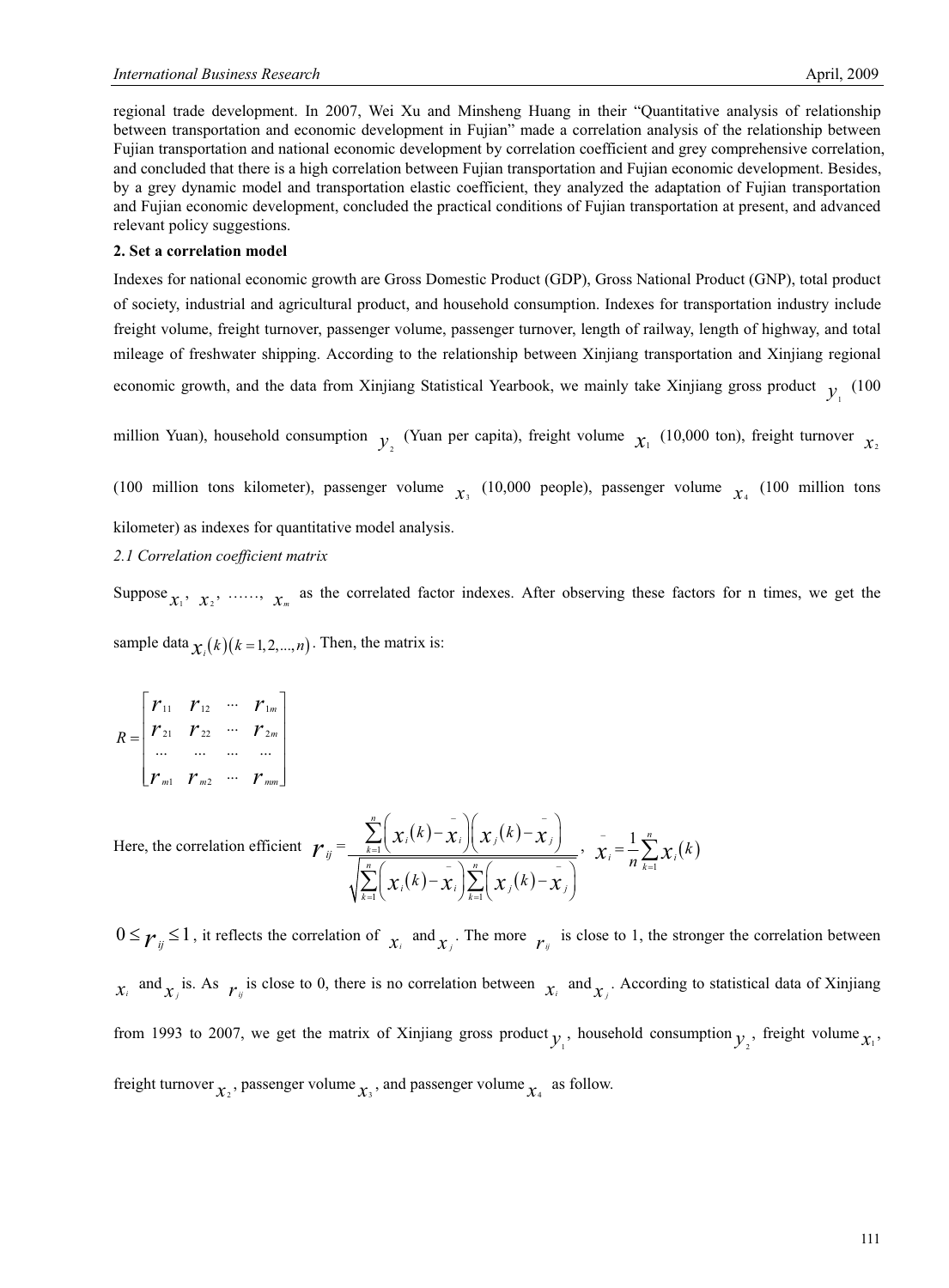regional trade development. In 2007, Wei Xu and Minsheng Huang in their "Quantitative analysis of relationship between transportation and economic development in Fujian" made a correlation analysis of the relationship between Fujian transportation and national economic development by correlation coefficient and grey comprehensive correlation, and concluded that there is a high correlation between Fujian transportation and Fujian economic development. Besides, by a grey dynamic model and transportation elastic coefficient, they analyzed the adaptation of Fujian transportation and Fujian economic development, concluded the practical conditions of Fujian transportation at present, and advanced relevant policy suggestions.

## 2. Set a correlation model

Indexes for national economic growth are Gross Domestic Product (GDP), Gross National Product (GNP), total product of society, industrial and agricultural product, and household consumption. Indexes for transportation industry include freight volume, freight turnover, passenger volume, passenger turnover, length of railway, length of highway, and total mileage of freshwater shipping. According to the relationship between Xinjiang transportation and Xinjiang regional economic growth, and the data from Xinjiang Statistical Yearbook, we mainly take Xinjiang gross product $y_1$ (100 million Yuan), household consumption $y_2$ (Yuan per capita), freight volume $x_1$ (10,000 ton), freight turnover $x_2$ (100 million tons kilometer), passenger volume $x_3$ (10,000 people), passenger volume $x_4$ (100 million tons kilometer) as indexes for quantitative model analysis.

### *2.1 Correlation coefficient matrix*

Suppose $x_1$, $x_2$, ……, $x_m$ as the correlated factor indexes. After observing these factors for n times, we get the sample data $x_i(k)(k=1,2,...,n)$. Then, the matrix is:

$$R=\begin{bmatrix} r_{11} & r_{12} & \cdots & r_{1m} \\ r_{21} & r_{22} & \cdots & r_{2m} \\ \cdots & \cdots & \cdots & \cdots \\ r_{m1} & r_{m2} & \cdots & r_{mm} \end{bmatrix}$$

Here, the correlation efficient $r_{ij}=\dfrac{\sum_{k=1}^{n}\left(x_i(k)-\bar{x}_i\right)\left(x_j(k)-\bar{x}_j\right)}{\sqrt{\sum_{k=1}^{n}\left(x_i(k)-\bar{x}_i\right)\sum_{k=1}^{n}\left(x_j(k)-\bar{x}_j\right)}}$, $\bar{x}_i=\dfrac{1}{n}\sum_{k=1}^{n}x_i(k)$

$0\le r_{ij}\le 1$, it reflects the correlation of $x_i$ and $x_j$. The more $r_{ij}$ is close to 1, the stronger the correlation between $x_i$ and $x_j$ is. As $r_{ij}$ is close to 0, there is no correlation between $x_i$ and $x_j$. According to statistical data of Xinjiang from 1993 to 2007, we get the matrix of Xinjiang gross product $y_1$, household consumption $y_2$, freight volume $x_1$, freight turnover $x_2$, passenger volume $x_3$, and passenger volume $x_4$ as follow.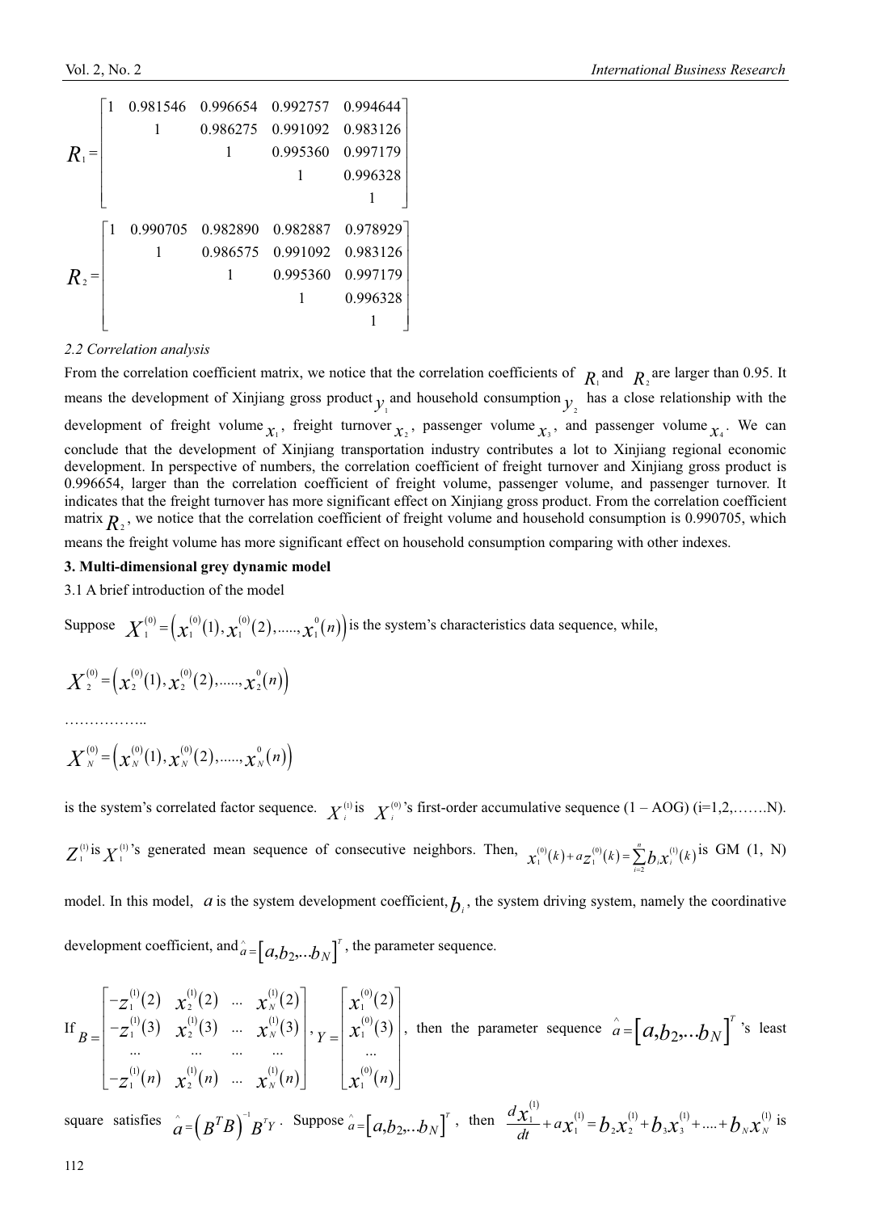$$
R_1 = \begin{bmatrix} 1 & 0.981546 & 0.996654 & 0.992757 & 0.994644 \\ & 1 & 0.986275 & 0.991092 & 0.983126 \\ & & 1 & 0.995360 & 0.997179 \\ & & & 1 & 0.996328 \\ & & & & 1 \end{bmatrix}
$$

$$
R_2 = \begin{bmatrix} 1 & 0.990705 & 0.982890 & 0.982887 & 0.978929 \\ & 1 & 0.986575 & 0.991092 & 0.983126 \\ & & 1 & 0.995360 & 0.997179 \\ & & & 1 & 0.996328 \\ & & & & 1 \end{bmatrix}
$$

*2.2 Correlation analysis*

From the correlation coefficient matrix, we notice that the correlation coefficients of $R_1$ and $R_2$ are larger than 0.95. It means the development of Xinjiang gross product $y_1$ and household consumption $y_2$ has a close relationship with the development of freight volume $x_1$, freight turnover $x_2$, passenger volume $x_3$, and passenger volume $x_4$. We can conclude that the development of Xinjiang transportation industry contributes a lot to Xinjiang regional economic development. In perspective of numbers, the correlation coefficient of freight turnover and Xinjiang gross product is 0.996654, larger than the correlation coefficient of freight volume, passenger volume, and passenger turnover. It indicates that the freight turnover has more significant effect on Xinjiang gross product. From the correlation coefficient matrix $R_2$, we notice that the correlation coefficient of freight volume and household consumption is 0.990705, which means the freight volume has more significant effect on household consumption comparing with other indexes.

**3. Multi-dimensional grey dynamic model**

3.1 A brief introduction of the model

Suppose $X_1^{(0)} = \left(x_1^{(0)}(1), x_1^{(0)}(2), \ldots\ldots, x_1^{0}(n)\right)$ is the system's characteristics data sequence, while,

$$X_2^{(0)} = \left(x_2^{(0)}(1), x_2^{(0)}(2), \ldots\ldots, x_2^{0}(n)\right)$$

……………..

$$X_N^{(0)} = \left(x_N^{(0)}(1), x_N^{(0)}(2), \ldots\ldots, x_N^{0}(n)\right)$$

is the system's correlated factor sequence. $X_i^{(1)}$ is $X_i^{(0)}$'s first-order accumulative sequence (1 – AOG) (i=1,2,…….N). $Z_1^{(1)}$ is $X_1^{(1)}$'s generated mean sequence of consecutive neighbors. Then, $x_1^{(0)}(k) + a z_1^{(0)}(k) = \sum_{i=2}^{n} b_i x_i^{(1)}(k)$ is GM (1, N) model. In this model, $a$ is the system development coefficient, $b_i$, the system driving system, namely the coordinative development coefficient, and $\hat{a} = [a, b_2, \ldots b_N]^T$, the parameter sequence.

If $B = \begin{bmatrix} -z_1^{(1)}(2) & x_2^{(1)}(2) & \ldots & x_N^{(1)}(2) \\ -z_1^{(1)}(3) & x_2^{(1)}(3) & \ldots & x_N^{(1)}(3) \\ \ldots & \ldots & \ldots & \ldots \\ -z_1^{(1)}(n) & x_2^{(1)}(n) & \ldots & x_N^{(1)}(n) \end{bmatrix}$, $Y = \begin{bmatrix} x_1^{(0)}(2) \\ x_1^{(0)}(3) \\ \ldots \\ x_1^{(0)}(n) \end{bmatrix}$, then the parameter sequence $\hat{a} = [a, b_2, \ldots b_N]^T$'s least square satisfies $\hat{a} = \left(B^T B\right)^{-1} B^T Y$. Suppose $\hat{a} = [a, b_2, \ldots b_N]^T$, then $\frac{dx_1^{(1)}}{dt} + a x_1^{(1)} = b_2 x_2^{(1)} + b_3 x_3^{(1)} + \ldots + b_N x_N^{(1)}$ is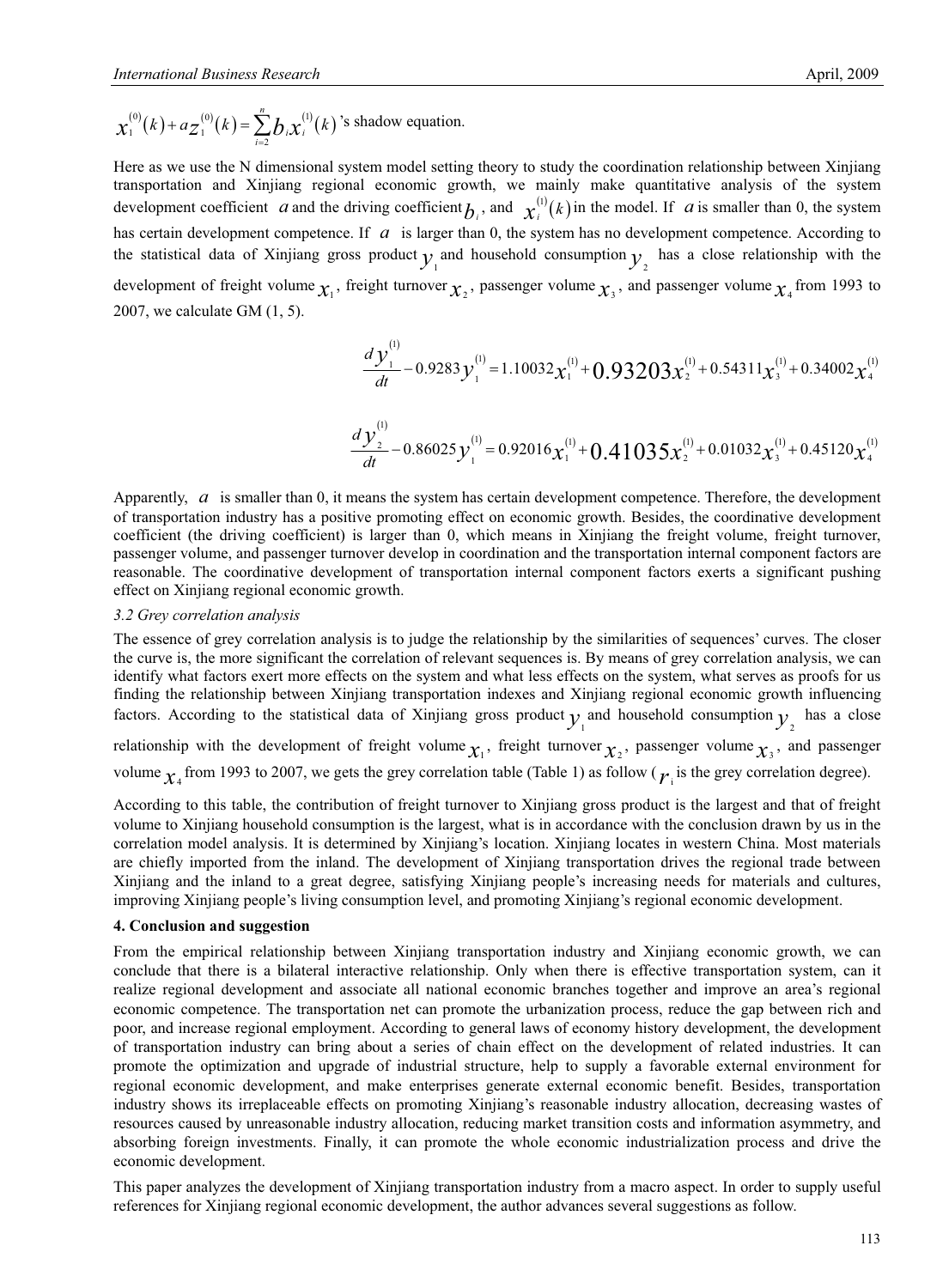$x_1^{(0)}(k)+az_1^{(0)}(k)=\sum_{i=2}^{n}b_i x_i^{(1)}(k)$ 's shadow equation.

Here as we use the N dimensional system model setting theory to study the coordination relationship between Xinjiang transportation and Xinjiang regional economic growth, we mainly make quantitative analysis of the system development coefficient $a$ and the driving coefficient $b_i$, and $x_i^{(1)}(k)$ in the model. If $a$ is smaller than 0, the system has certain development competence. If $a$ is larger than 0, the system has no development competence. According to the statistical data of Xinjiang gross product $y_1$ and household consumption $y_2$ has a close relationship with the development of freight volume $x_1$, freight turnover $x_2$, passenger volume $x_3$, and passenger volume $x_4$ from 1993 to 2007, we calculate GM (1, 5).

$$\frac{dy_1^{(1)}}{dt}-0.9283y_1^{(1)}=1.10032x_1^{(1)}+0.93203x_2^{(1)}+0.54311x_3^{(1)}+0.34002x_4^{(1)}$$

$$\frac{dy_2^{(1)}}{dt}-0.86025y_1^{(1)}=0.92016x_1^{(1)}+0.41035x_2^{(1)}+0.01032x_3^{(1)}+0.45120x_4^{(1)}$$

Apparently, $a$ is smaller than 0, it means the system has certain development competence. Therefore, the development of transportation industry has a positive promoting effect on economic growth. Besides, the coordinative development coefficient (the driving coefficient) is larger than 0, which means in Xinjiang the freight volume, freight turnover, passenger volume, and passenger turnover develop in coordination and the transportation internal component factors are reasonable. The coordinative development of transportation internal component factors exerts a significant pushing effect on Xinjiang regional economic growth.

### *3.2 Grey correlation analysis*

The essence of grey correlation analysis is to judge the relationship by the similarities of sequences' curves. The closer the curve is, the more significant the correlation of relevant sequences is. By means of grey correlation analysis, we can identify what factors exert more effects on the system and what less effects on the system, what serves as proofs for us finding the relationship between Xinjiang transportation indexes and Xinjiang regional economic growth influencing factors. According to the statistical data of Xinjiang gross product $y_1$ and household consumption $y_2$ has a close relationship with the development of freight volume $x_1$, freight turnover $x_2$, passenger volume $x_3$, and passenger volume $x_4$ from 1993 to 2007, we gets the grey correlation table (Table 1) as follow ($r_i$ is the grey correlation degree).

According to this table, the contribution of freight turnover to Xinjiang gross product is the largest and that of freight volume to Xinjiang household consumption is the largest, what is in accordance with the conclusion drawn by us in the correlation model analysis. It is determined by Xinjiang's location. Xinjiang locates in western China. Most materials are chiefly imported from the inland. The development of Xinjiang transportation drives the regional trade between Xinjiang and the inland to a great degree, satisfying Xinjiang people's increasing needs for materials and cultures, improving Xinjiang people's living consumption level, and promoting Xinjiang's regional economic development.

## **4. Conclusion and suggestion**

From the empirical relationship between Xinjiang transportation industry and Xinjiang economic growth, we can conclude that there is a bilateral interactive relationship. Only when there is effective transportation system, can it realize regional development and associate all national economic branches together and improve an area's regional economic competence. The transportation net can promote the urbanization process, reduce the gap between rich and poor, and increase regional employment. According to general laws of economy history development, the development of transportation industry can bring about a series of chain effect on the development of related industries. It can promote the optimization and upgrade of industrial structure, help to supply a favorable external environment for regional economic development, and make enterprises generate external economic benefit. Besides, transportation industry shows its irreplaceable effects on promoting Xinjiang's reasonable industry allocation, decreasing wastes of resources caused by unreasonable industry allocation, reducing market transition costs and information asymmetry, and absorbing foreign investments. Finally, it can promote the whole economic industrialization process and drive the economic development.

This paper analyzes the development of Xinjiang transportation industry from a macro aspect. In order to supply useful references for Xinjiang regional economic development, the author advances several suggestions as follow.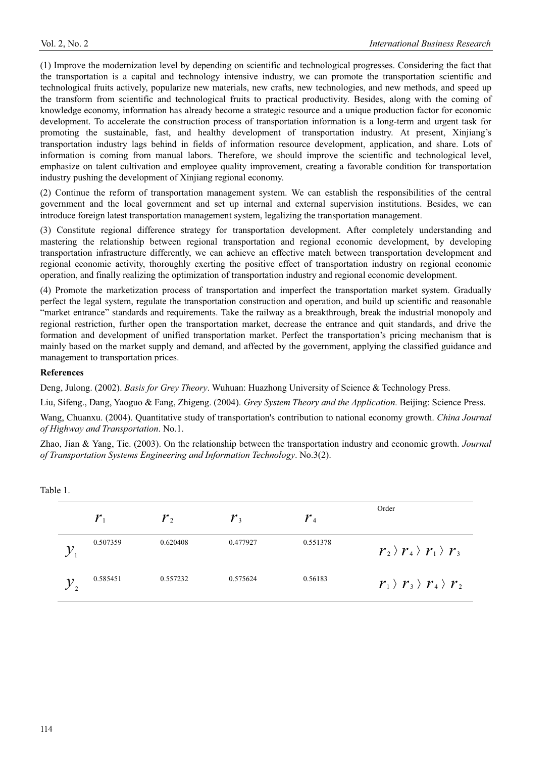(1) Improve the modernization level by depending on scientific and technological progresses. Considering the fact that the transportation is a capital and technology intensive industry, we can promote the transportation scientific and technological fruits actively, popularize new materials, new crafts, new technologies, and new methods, and speed up the transform from scientific and technological fruits to practical productivity. Besides, along with the coming of knowledge economy, information has already become a strategic resource and a unique production factor for economic development. To accelerate the construction process of transportation information is a long-term and urgent task for promoting the sustainable, fast, and healthy development of transportation industry. At present, Xinjiang's transportation industry lags behind in fields of information resource development, application, and share. Lots of information is coming from manual labors. Therefore, we should improve the scientific and technological level, emphasize on talent cultivation and employee quality improvement, creating a favorable condition for transportation industry pushing the development of Xinjiang regional economy.

(2) Continue the reform of transportation management system. We can establish the responsibilities of the central government and the local government and set up internal and external supervision institutions. Besides, we can introduce foreign latest transportation management system, legalizing the transportation management.

(3) Constitute regional difference strategy for transportation development. After completely understanding and mastering the relationship between regional transportation and regional economic development, by developing transportation infrastructure differently, we can achieve an effective match between transportation development and regional economic activity, thoroughly exerting the positive effect of transportation industry on regional economic operation, and finally realizing the optimization of transportation industry and regional economic development.

(4) Promote the marketization process of transportation and imperfect the transportation market system. Gradually perfect the legal system, regulate the transportation construction and operation, and build up scientific and reasonable "market entrance" standards and requirements. Take the railway as a breakthrough, break the industrial monopoly and regional restriction, further open the transportation market, decrease the entrance and quit standards, and drive the formation and development of unified transportation market. Perfect the transportation's pricing mechanism that is mainly based on the market supply and demand, and affected by the government, applying the classified guidance and management to transportation prices.

**References**

Deng, Julong. (2002). *Basis for Grey Theory*. Wuhuan: Huazhong University of Science & Technology Press.

Liu, Sifeng., Dang, Yaoguo & Fang, Zhigeng. (2004). *Grey System Theory and the Application*. Beijing: Science Press.

Wang, Chuanxu. (2004). Quantitative study of transportation's contribution to national economy growth. *China Journal of Highway and Transportation*. No.1.

Zhao, Jian & Yang, Tie. (2003). On the relationship between the transportation industry and economic growth. *Journal of Transportation Systems Engineering and Information Technology*. No.3(2).

Table 1.

| | $r_1$ | $r_2$ | $r_3$ | $r_4$ | Order |
|---|---|---|---|---|---|
| $y_1$ | 0.507359 | 0.620408 | 0.477927 | 0.551378 | $r_2 \rangle r_4 \rangle r_1 \rangle r_3$ |
| $y_2$ | 0.585451 | 0.557232 | 0.575624 | 0.56183 | $r_1 \rangle r_3 \rangle r_4 \rangle r_2$ |